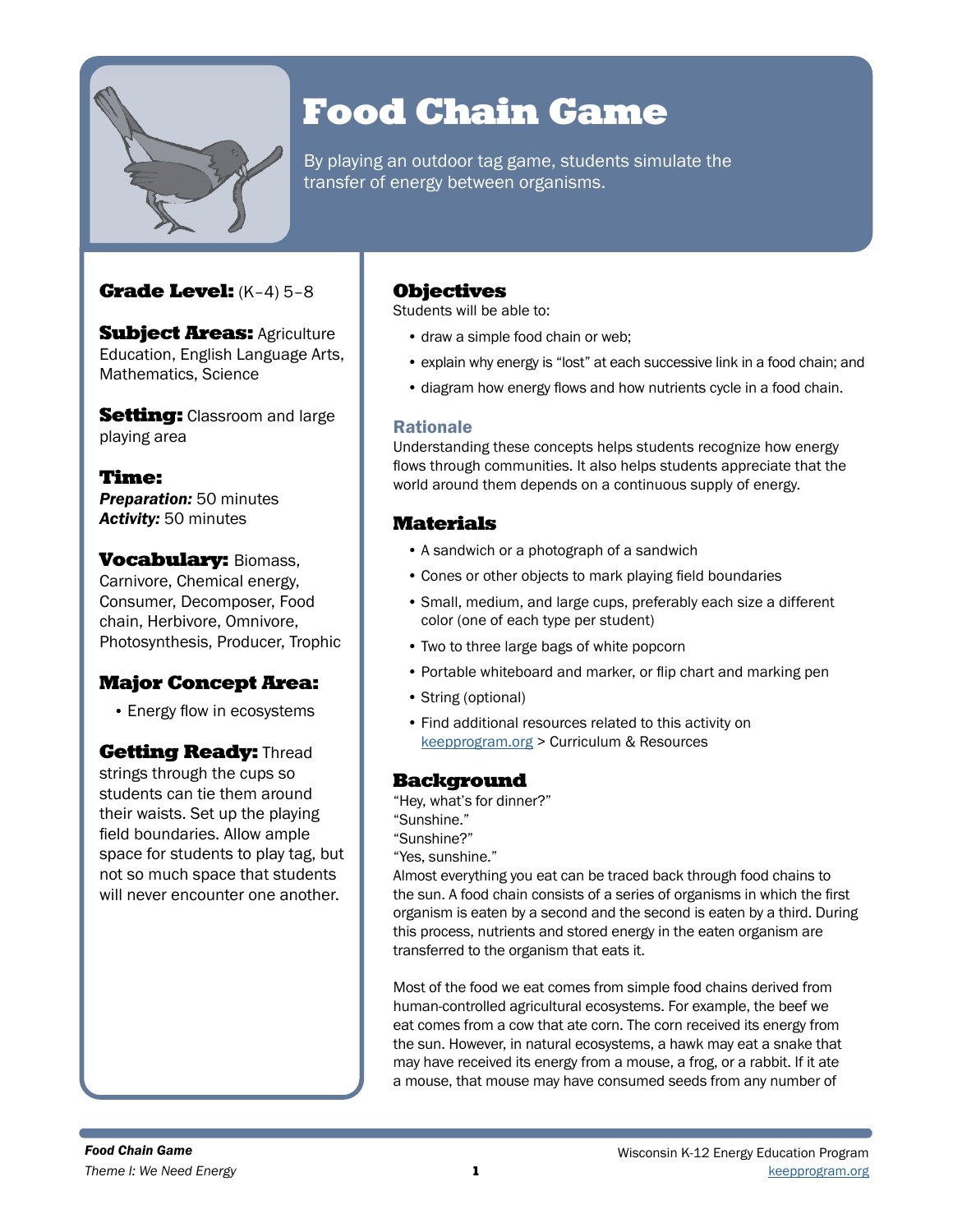# Food Chain Game

By playing an outdoor tag game, students simulate the transfer of energy between organisms.

**Grade Level:** (K–4) 5–8

**Subject Areas:** Agriculture Education, English Language Arts, Mathematics, Science

**Setting:** Classroom and large playing area

**Time:**
***Preparation:*** 50 minutes
***Activity:*** 50 minutes

**Vocabulary:** Biomass, Carnivore, Chemical energy, Consumer, Decomposer, Food chain, Herbivore, Omnivore, Photosynthesis, Producer, Trophic

## Major Concept Area:

- Energy flow in ecosystems

**Getting Ready:** Thread strings through the cups so students can tie them around their waists. Set up the playing field boundaries. Allow ample space for students to play tag, but not so much space that students will never encounter one another.

## Objectives

Students will be able to:

- draw a simple food chain or web;
- explain why energy is "lost" at each successive link in a food chain; and
- diagram how energy flows and how nutrients cycle in a food chain.

### Rationale

Understanding these concepts helps students recognize how energy flows through communities. It also helps students appreciate that the world around them depends on a continuous supply of energy.

## Materials

- A sandwich or a photograph of a sandwich
- Cones or other objects to mark playing field boundaries
- Small, medium, and large cups, preferably each size a different color (one of each type per student)
- Two to three large bags of white popcorn
- Portable whiteboard and marker, or flip chart and marking pen
- String (optional)
- Find additional resources related to this activity on keepprogram.org > Curriculum & Resources

## Background

"Hey, what's for dinner?"
"Sunshine."
"Sunshine?"
"Yes, sunshine."
Almost everything you eat can be traced back through food chains to the sun. A food chain consists of a series of organisms in which the first organism is eaten by a second and the second is eaten by a third. During this process, nutrients and stored energy in the eaten organism are transferred to the organism that eats it.

Most of the food we eat comes from simple food chains derived from human-controlled agricultural ecosystems. For example, the beef we eat comes from a cow that ate corn. The corn received its energy from the sun. However, in natural ecosystems, a hawk may eat a snake that may have received its energy from a mouse, a frog, or a rabbit. If it ate a mouse, that mouse may have consumed seeds from any number of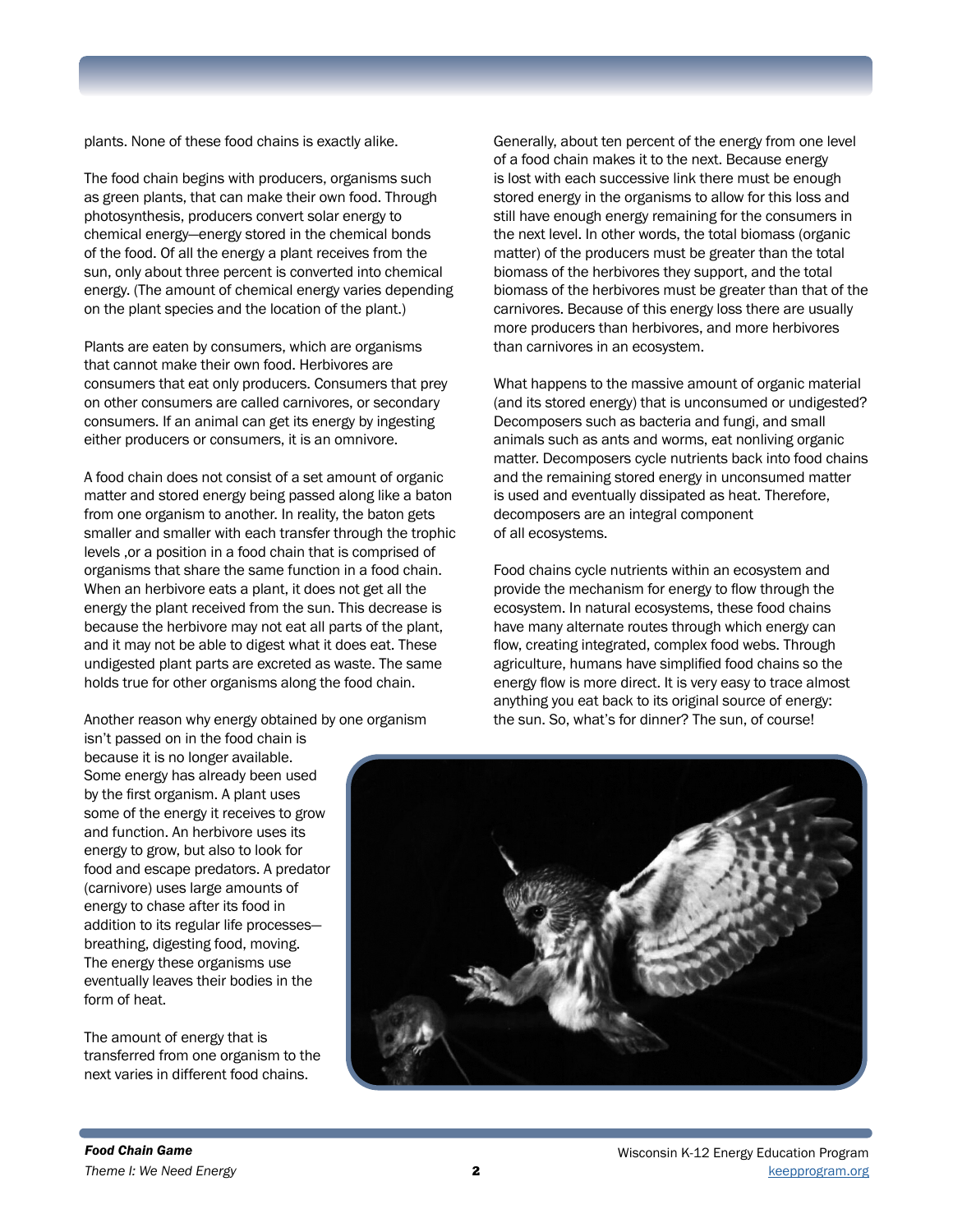plants. None of these food chains is exactly alike.

The food chain begins with producers, organisms such as green plants, that can make their own food. Through photosynthesis, producers convert solar energy to chemical energy—energy stored in the chemical bonds of the food. Of all the energy a plant receives from the sun, only about three percent is converted into chemical energy. (The amount of chemical energy varies depending on the plant species and the location of the plant.)

Plants are eaten by consumers, which are organisms that cannot make their own food. Herbivores are consumers that eat only producers. Consumers that prey on other consumers are called carnivores, or secondary consumers. If an animal can get its energy by ingesting either producers or consumers, it is an omnivore.

A food chain does not consist of a set amount of organic matter and stored energy being passed along like a baton from one organism to another. In reality, the baton gets smaller and smaller with each transfer through the trophic levels ,or a position in a food chain that is comprised of organisms that share the same function in a food chain. When an herbivore eats a plant, it does not get all the energy the plant received from the sun. This decrease is because the herbivore may not eat all parts of the plant, and it may not be able to digest what it does eat. These undigested plant parts are excreted as waste. The same holds true for other organisms along the food chain.

Another reason why energy obtained by one organism isn't passed on in the food chain is because it is no longer available. Some energy has already been used by the first organism. A plant uses some of the energy it receives to grow and function. An herbivore uses its energy to grow, but also to look for food and escape predators. A predator (carnivore) uses large amounts of energy to chase after its food in addition to its regular life processes—breathing, digesting food, moving. The energy these organisms use eventually leaves their bodies in the form of heat.

The amount of energy that is transferred from one organism to the next varies in different food chains. Generally, about ten percent of the energy from one level of a food chain makes it to the next. Because energy is lost with each successive link there must be enough stored energy in the organisms to allow for this loss and still have enough energy remaining for the consumers in the next level. In other words, the total biomass (organic matter) of the producers must be greater than the total biomass of the herbivores they support, and the total biomass of the herbivores must be greater than that of the carnivores. Because of this energy loss there are usually more producers than herbivores, and more herbivores than carnivores in an ecosystem.

What happens to the massive amount of organic material (and its stored energy) that is unconsumed or undigested? Decomposers such as bacteria and fungi, and small animals such as ants and worms, eat nonliving organic matter. Decomposers cycle nutrients back into food chains and the remaining stored energy in unconsumed matter is used and eventually dissipated as heat. Therefore, decomposers are an integral component of all ecosystems.

Food chains cycle nutrients within an ecosystem and provide the mechanism for energy to flow through the ecosystem. In natural ecosystems, these food chains have many alternate routes through which energy can flow, creating integrated, complex food webs. Through agriculture, humans have simplified food chains so the energy flow is more direct. It is very easy to trace almost anything you eat back to its original source of energy: the sun. So, what's for dinner? The sun, of course!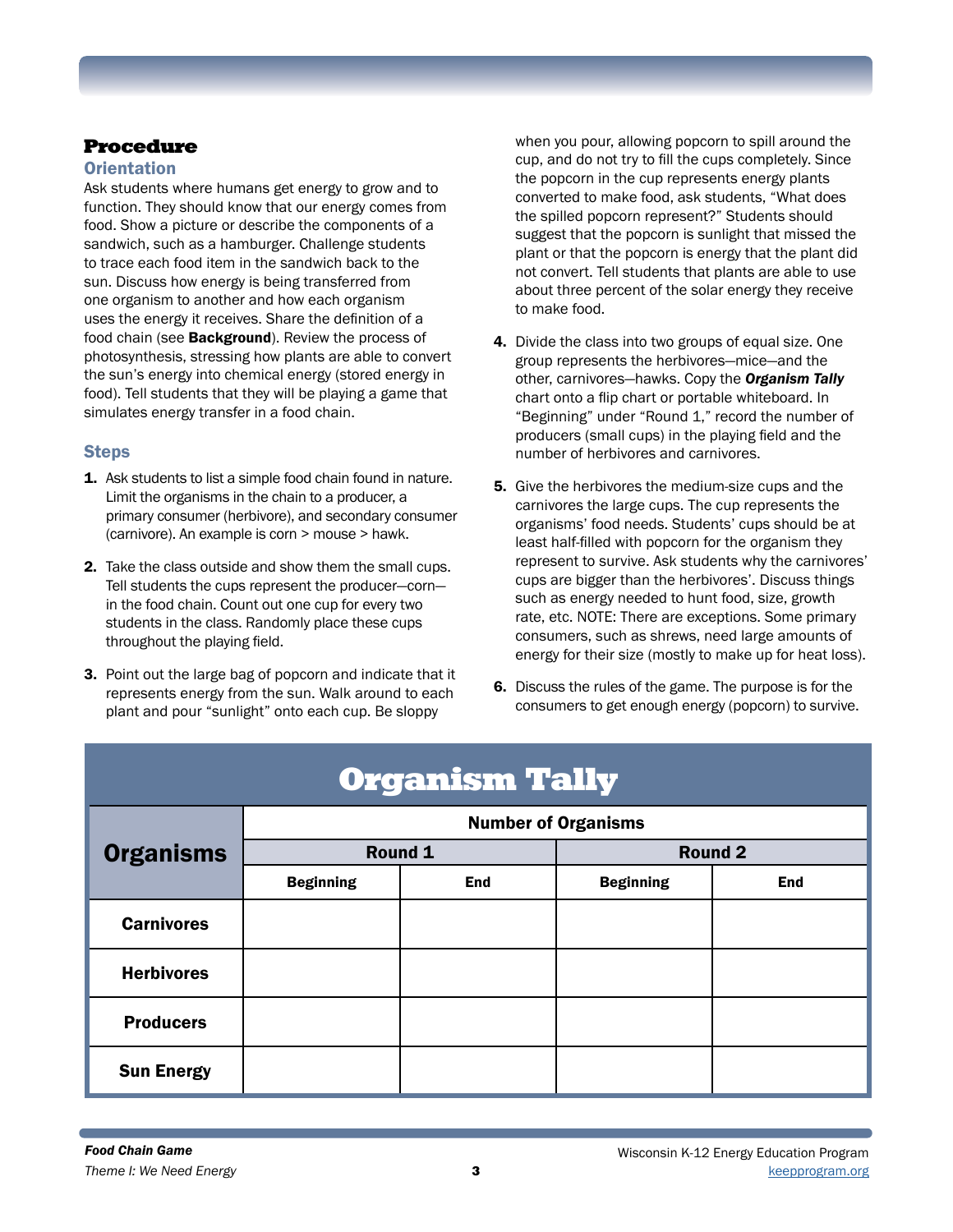## Procedure

### Orientation

Ask students where humans get energy to grow and to function. They should know that our energy comes from food. Show a picture or describe the components of a sandwich, such as a hamburger. Challenge students to trace each food item in the sandwich back to the sun. Discuss how energy is being transferred from one organism to another and how each organism uses the energy it receives. Share the definition of a food chain (see **Background**). Review the process of photosynthesis, stressing how plants are able to convert the sun's energy into chemical energy (stored energy in food). Tell students that they will be playing a game that simulates energy transfer in a food chain.

### Steps

1. Ask students to list a simple food chain found in nature. Limit the organisms in the chain to a producer, a primary consumer (herbivore), and secondary consumer (carnivore). An example is corn > mouse > hawk.
2. Take the class outside and show them the small cups. Tell students the cups represent the producer—corn—in the food chain. Count out one cup for every two students in the class. Randomly place these cups throughout the playing field.
3. Point out the large bag of popcorn and indicate that it represents energy from the sun. Walk around to each plant and pour "sunlight" onto each cup. Be sloppy when you pour, allowing popcorn to spill around the cup, and do not try to fill the cups completely. Since the popcorn in the cup represents energy plants converted to make food, ask students, "What does the spilled popcorn represent?" Students should suggest that the popcorn is sunlight that missed the plant or that the popcorn is energy that the plant did not convert. Tell students that plants are able to use about three percent of the solar energy they receive to make food.
4. Divide the class into two groups of equal size. One group represents the herbivores—mice—and the other, carnivores—hawks. Copy the ***Organism Tally*** chart onto a flip chart or portable whiteboard. In "Beginning" under "Round 1," record the number of producers (small cups) in the playing field and the number of herbivores and carnivores.
5. Give the herbivores the medium-size cups and the carnivores the large cups. The cup represents the organisms' food needs. Students' cups should be at least half-filled with popcorn for the organism they represent to survive. Ask students why the carnivores' cups are bigger than the herbivores'. Discuss things such as energy needed to hunt food, size, growth rate, etc. NOTE: There are exceptions. Some primary consumers, such as shrews, need large amounts of energy for their size (mostly to make up for heat loss).
6. Discuss the rules of the game. The purpose is for the consumers to get enough energy (popcorn) to survive.

## Organism Tally

| Organisms | Number of Organisms | | | |
|---|---|---|---|---|
| | Round 1 | | Round 2 | |
| | Beginning | End | Beginning | End |
| Carnivores | | | | |
| Herbivores | | | | |
| Producers | | | | |
| Sun Energy | | | | |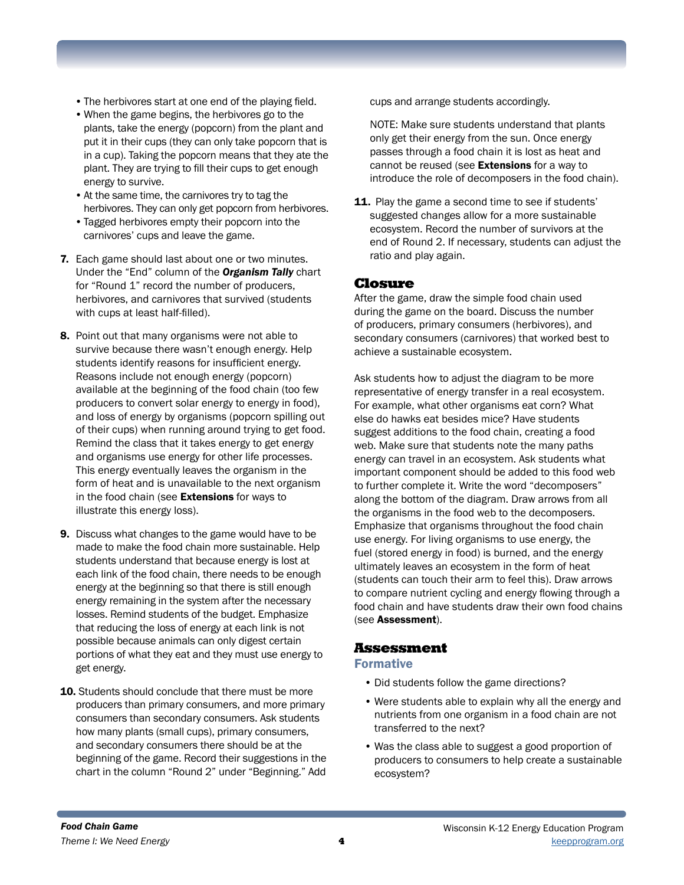- The herbivores start at one end of the playing field.
- When the game begins, the herbivores go to the plants, take the energy (popcorn) from the plant and put it in their cups (they can only take popcorn that is in a cup). Taking the popcorn means that they ate the plant. They are trying to fill their cups to get enough energy to survive.
- At the same time, the carnivores try to tag the herbivores. They can only get popcorn from herbivores.
- Tagged herbivores empty their popcorn into the carnivores' cups and leave the game.

7. Each game should last about one or two minutes. Under the "End" column of the ***Organism Tally*** chart for "Round 1" record the number of producers, herbivores, and carnivores that survived (students with cups at least half-filled).

8. Point out that many organisms were not able to survive because there wasn't enough energy. Help students identify reasons for insufficient energy. Reasons include not enough energy (popcorn) available at the beginning of the food chain (too few producers to convert solar energy to energy in food), and loss of energy by organisms (popcorn spilling out of their cups) when running around trying to get food. Remind the class that it takes energy to get energy and organisms use energy for other life processes. This energy eventually leaves the organism in the form of heat and is unavailable to the next organism in the food chain (see **Extensions** for ways to illustrate this energy loss).

9. Discuss what changes to the game would have to be made to make the food chain more sustainable. Help students understand that because energy is lost at each link of the food chain, there needs to be enough energy at the beginning so that there is still enough energy remaining in the system after the necessary losses. Remind students of the budget. Emphasize that reducing the loss of energy at each link is not possible because animals can only digest certain portions of what they eat and they must use energy to get energy.

10. Students should conclude that there must be more producers than primary consumers, and more primary consumers than secondary consumers. Ask students how many plants (small cups), primary consumers, and secondary consumers there should be at the beginning of the game. Record their suggestions in the chart in the column "Round 2" under "Beginning." Add cups and arrange students accordingly.

    NOTE: Make sure students understand that plants only get their energy from the sun. Once energy passes through a food chain it is lost as heat and cannot be reused (see **Extensions** for a way to introduce the role of decomposers in the food chain).

11. Play the game a second time to see if students' suggested changes allow for a more sustainable ecosystem. Record the number of survivors at the end of Round 2. If necessary, students can adjust the ratio and play again.

## Closure

After the game, draw the simple food chain used during the game on the board. Discuss the number of producers, primary consumers (herbivores), and secondary consumers (carnivores) that worked best to achieve a sustainable ecosystem.

Ask students how to adjust the diagram to be more representative of energy transfer in a real ecosystem. For example, what other organisms eat corn? What else do hawks eat besides mice? Have students suggest additions to the food chain, creating a food web. Make sure that students note the many paths energy can travel in an ecosystem. Ask students what important component should be added to this food web to further complete it. Write the word "decomposers" along the bottom of the diagram. Draw arrows from all the organisms in the food web to the decomposers. Emphasize that organisms throughout the food chain use energy. For living organisms to use energy, the fuel (stored energy in food) is burned, and the energy ultimately leaves an ecosystem in the form of heat (students can touch their arm to feel this). Draw arrows to compare nutrient cycling and energy flowing through a food chain and have students draw their own food chains (see **Assessment**).

## Assessment

### Formative

- Did students follow the game directions?
- Were students able to explain why all the energy and nutrients from one organism in a food chain are not transferred to the next?
- Was the class able to suggest a good proportion of producers to consumers to help create a sustainable ecosystem?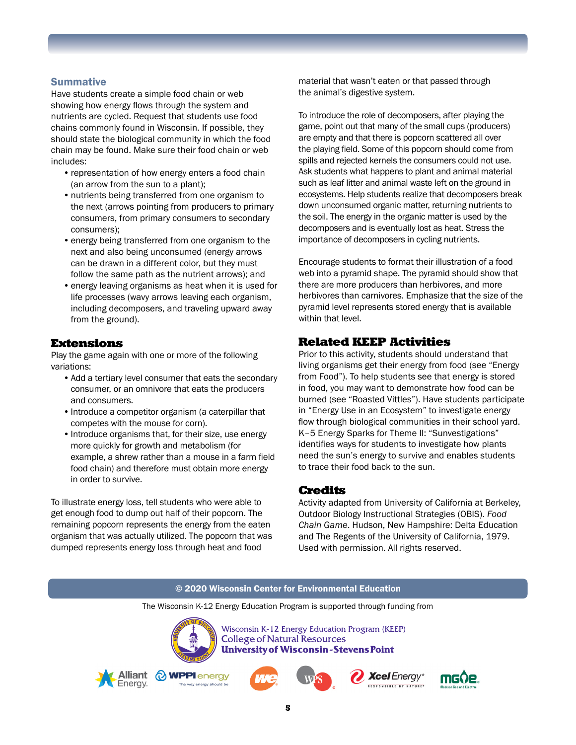### Summative

Have students create a simple food chain or web showing how energy flows through the system and nutrients are cycled. Request that students use food chains commonly found in Wisconsin. If possible, they should state the biological community in which the food chain may be found. Make sure their food chain or web includes:

- representation of how energy enters a food chain (an arrow from the sun to a plant);
- nutrients being transferred from one organism to the next (arrows pointing from producers to primary consumers, from primary consumers to secondary consumers);
- energy being transferred from one organism to the next and also being unconsumed (energy arrows can be drawn in a different color, but they must follow the same path as the nutrient arrows); and
- energy leaving organisms as heat when it is used for life processes (wavy arrows leaving each organism, including decomposers, and traveling upward away from the ground).

## Extensions

Play the game again with one or more of the following variations:

- Add a tertiary level consumer that eats the secondary consumer, or an omnivore that eats the producers and consumers.
- Introduce a competitor organism (a caterpillar that competes with the mouse for corn).
- Introduce organisms that, for their size, use energy more quickly for growth and metabolism (for example, a shrew rather than a mouse in a farm field food chain) and therefore must obtain more energy in order to survive.

To illustrate energy loss, tell students who were able to get enough food to dump out half of their popcorn. The remaining popcorn represents the energy from the eaten organism that was actually utilized. The popcorn that was dumped represents energy loss through heat and food material that wasn't eaten or that passed through the animal's digestive system.

To introduce the role of decomposers, after playing the game, point out that many of the small cups (producers) are empty and that there is popcorn scattered all over the playing field. Some of this popcorn should come from spills and rejected kernels the consumers could not use. Ask students what happens to plant and animal material such as leaf litter and animal waste left on the ground in ecosystems. Help students realize that decomposers break down unconsumed organic matter, returning nutrients to the soil. The energy in the organic matter is used by the decomposers and is eventually lost as heat. Stress the importance of decomposers in cycling nutrients.

Encourage students to format their illustration of a food web into a pyramid shape. The pyramid should show that there are more producers than herbivores, and more herbivores than carnivores. Emphasize that the size of the pyramid level represents stored energy that is available within that level.

## Related KEEP Activities

Prior to this activity, students should understand that living organisms get their energy from food (see "Energy from Food"). To help students see that energy is stored in food, you may want to demonstrate how food can be burned (see "Roasted Vittles"). Have students participate in "Energy Use in an Ecosystem" to investigate energy flow through biological communities in their school yard. K–5 Energy Sparks for Theme II: "Sunvestigations" identifies ways for students to investigate how plants need the sun's energy to survive and enables students to trace their food back to the sun.

## Credits

Activity adapted from University of California at Berkeley, Outdoor Biology Instructional Strategies (OBIS). *Food Chain Game*. Hudson, New Hampshire: Delta Education and The Regents of the University of California, 1979. Used with permission. All rights reserved.

**© 2020 Wisconsin Center for Environmental Education**

The Wisconsin K-12 Energy Education Program is supported through funding from

Wisconsin K-12 Energy Education Program (KEEP)
College of Natural Resources
**University of Wisconsin-Stevens Point**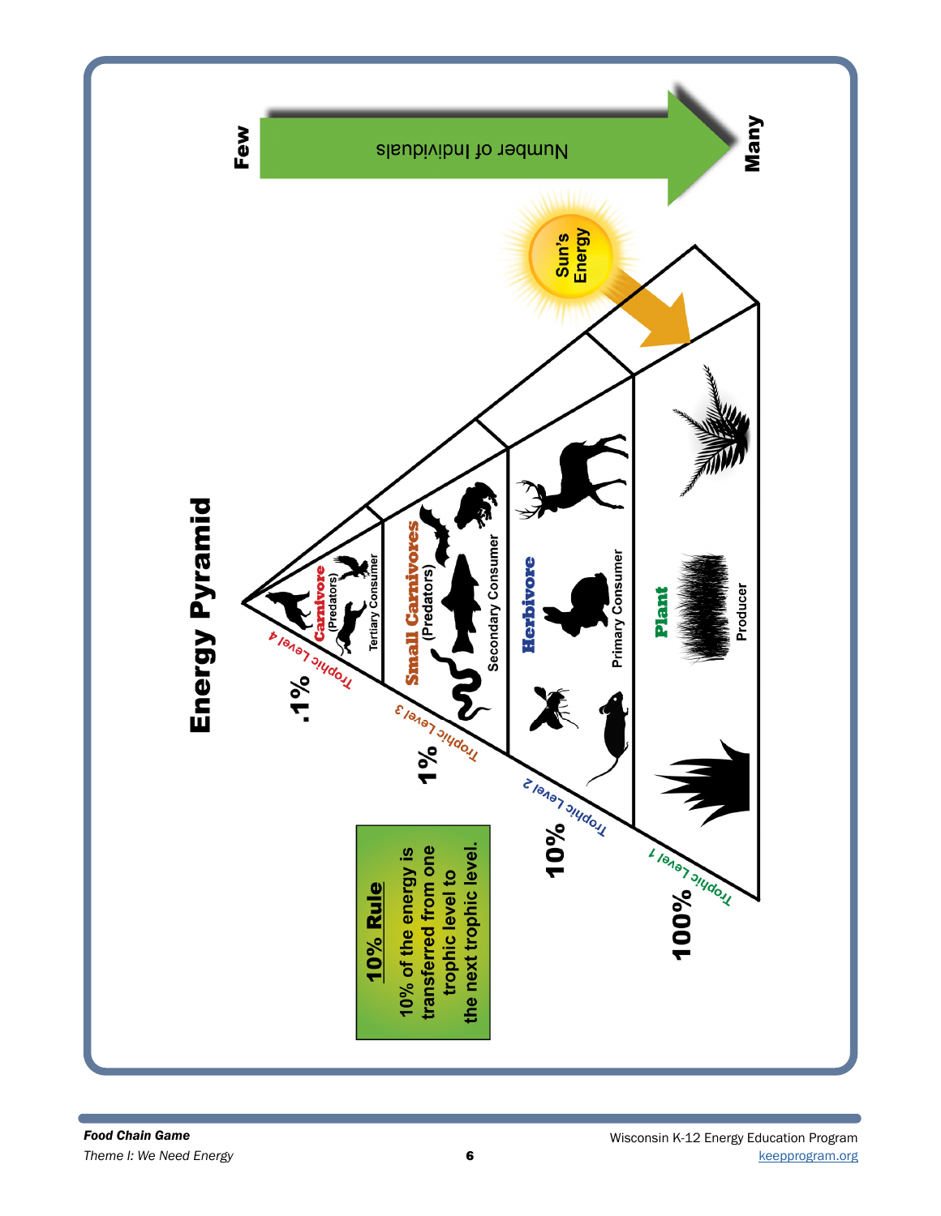# Energy Pyramid

Few

Number of Individuals

Many

Sun's Energy

Carnivore (Predators)

Tertiary Consumer

Small Carnivores (Predators)

Secondary Consumer

Herbivore

Primary Consumer

Plant

Producer

.1% Trophic Level 4

1% Trophic Level 3

10% Trophic Level 2

100% Trophic Level 1

**10% Rule**

10% of the energy is transferred from one trophic level to the next trophic level.